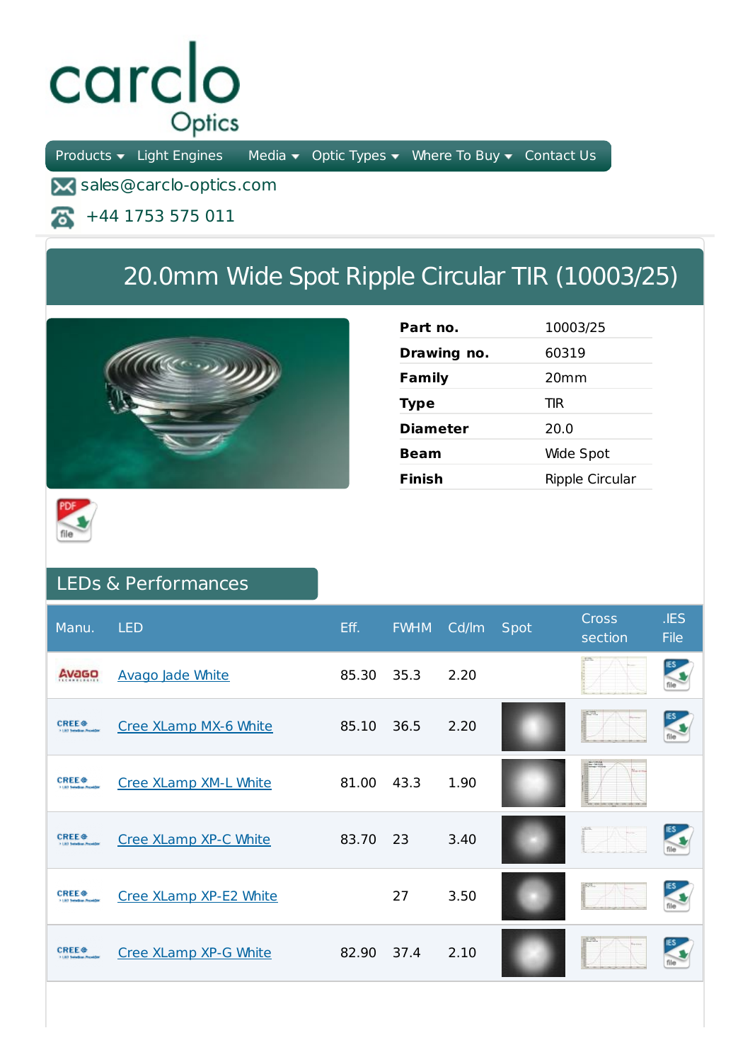carclo Optics

Products Light Engines Media Optic Types Where To Buy Contact Us

sales@carclo-optics.com

+44 1753 575 011

# 20.0mm Wide Spot Ripple Circular TIR (10003/25)

| | |
|---|---|
| **Part no.** | 10003/25 |
| **Drawing no.** | 60319 |
| **Family** | 20mm |
| **Type** | TIR |
| **Diameter** | 20.0 |
| **Beam** | Wide Spot |
| **Finish** | Ripple Circular |

## LEDs & Performances

| Manu. | LED | Eff. | FWHM | Cd/lm | Spot | Cross section | .IES File |
|---|---|---|---|---|---|---|---|
| Avago | Avago Jade White | 85.30 | 35.3 | 2.20 | | | |
| Cree | Cree XLamp MX-6 White | 85.10 | 36.5 | 2.20 | | | |
| Cree | Cree XLamp XM-L White | 81.00 | 43.3 | 1.90 | | | |
| Cree | Cree XLamp XP-C White | 83.70 | 23 | 3.40 | | | |
| Cree | Cree XLamp XP-E2 White | | 27 | 3.50 | | | |
| Cree | Cree XLamp XP-G White | 82.90 | 37.4 | 2.10 | | | |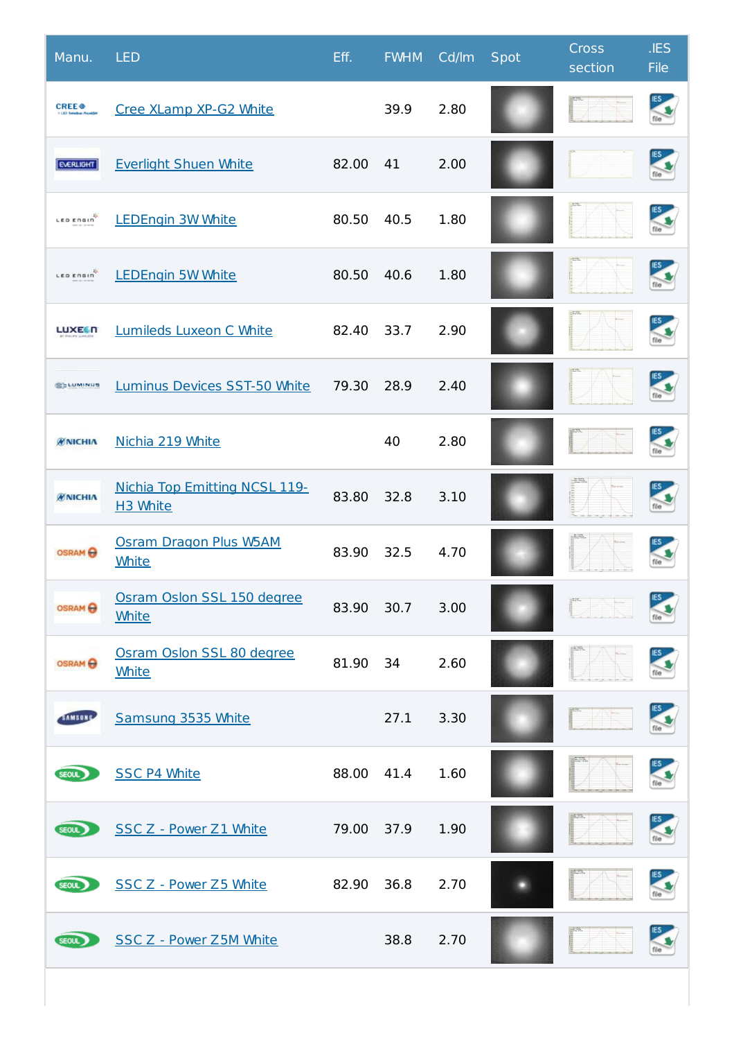| Manu. | LED | Eff. | FWHM | Cd/lm | Spot | Cross section | .IES File |
|---|---|---|---|---|---|---|---|
| CREE | Cree XLamp XP-G2 White | | 39.9 | 2.80 | | | |
| EVERLIGHT | Everlight Shuen White | 82.00 | 41 | 2.00 | | | |
| LED ENGIN | LEDEngin 3W White | 80.50 | 40.5 | 1.80 | | | |
| LED ENGIN | LEDEngin 5W White | 80.50 | 40.6 | 1.80 | | | |
| LUXEON | Lumileds Luxeon C White | 82.40 | 33.7 | 2.90 | | | |
| LUMINUS | Luminus Devices SST-50 White | 79.30 | 28.9 | 2.40 | | | |
| NICHIA | Nichia 219 White | | 40 | 2.80 | | | |
| NICHIA | Nichia Top Emitting NCSL 119-H3 White | 83.80 | 32.8 | 3.10 | | | |
| OSRAM | Osram Dragon Plus W5AM White | 83.90 | 32.5 | 4.70 | | | |
| OSRAM | Osram Oslon SSL 150 degree White | 83.90 | 30.7 | 3.00 | | | |
| OSRAM | Osram Oslon SSL 80 degree White | 81.90 | 34 | 2.60 | | | |
| SAMSUNG | Samsung 3535 White | | 27.1 | 3.30 | | | |
| SEOUL | SSC P4 White | 88.00 | 41.4 | 1.60 | | | |
| SEOUL | SSC Z - Power Z1 White | 79.00 | 37.9 | 1.90 | | | |
| SEOUL | SSC Z - Power Z5 White | 82.90 | 36.8 | 2.70 | | | |
| SEOUL | SSC Z - Power Z5M White | | 38.8 | 2.70 | | | |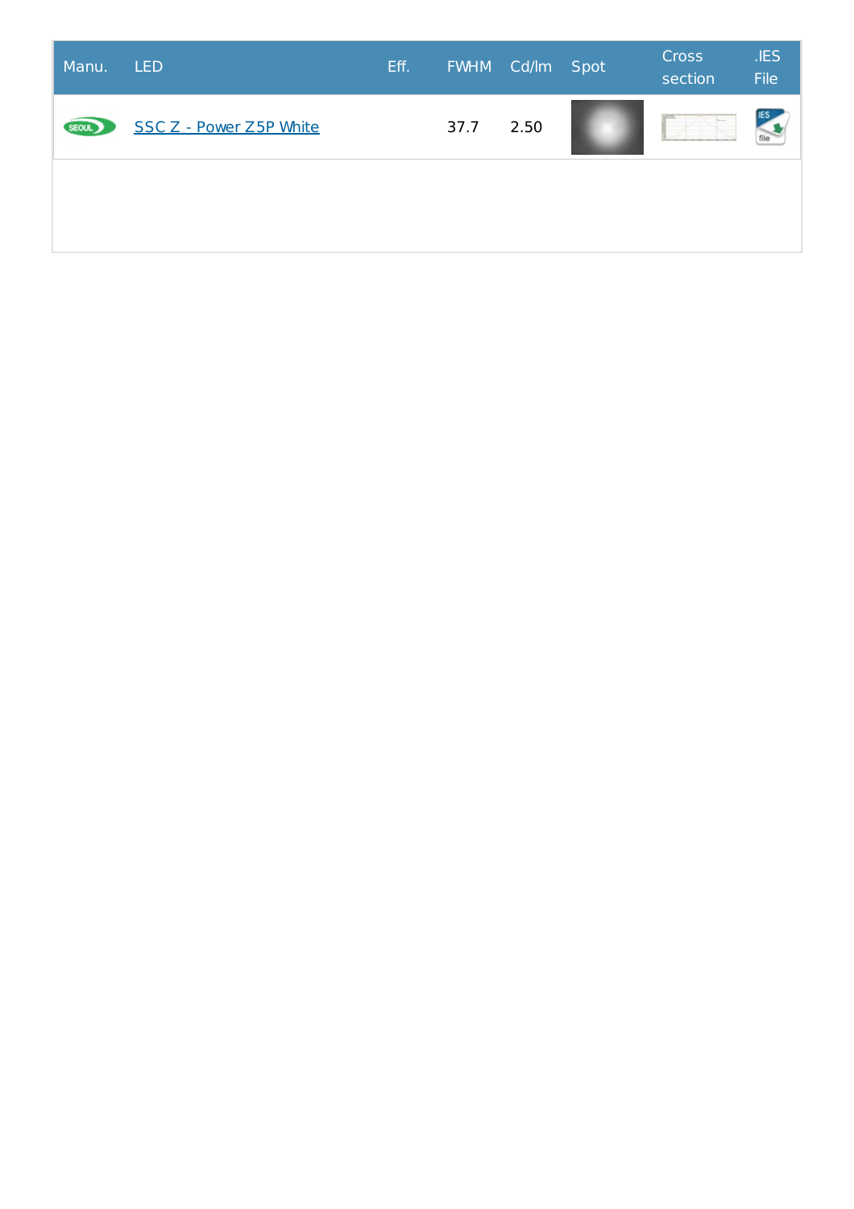| Manu. | LED | Eff. | FWHM | Cd/lm | Spot | Cross section | .IES File |
|---|---|---|---|---|---|---|---|
| | SSC Z - Power Z5P White | | 37.7 | 2.50 | | | |